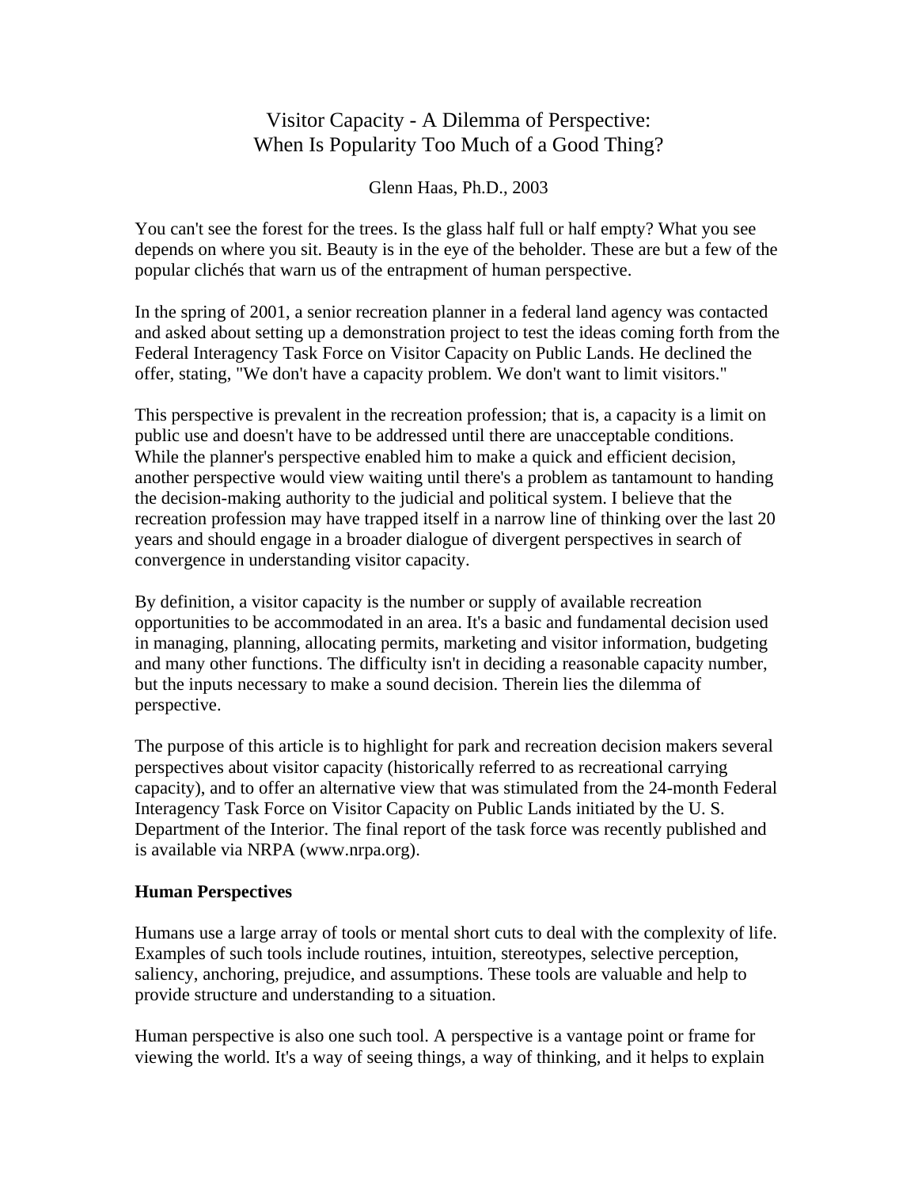# Visitor Capacity - A Dilemma of Perspective: When Is Popularity Too Much of a Good Thing?

Glenn Haas, Ph.D., 2003

You can't see the forest for the trees. Is the glass half full or half empty? What you see depends on where you sit. Beauty is in the eye of the beholder. These are but a few of the popular clichés that warn us of the entrapment of human perspective.

In the spring of 2001, a senior recreation planner in a federal land agency was contacted and asked about setting up a demonstration project to test the ideas coming forth from the Federal Interagency Task Force on Visitor Capacity on Public Lands. He declined the offer, stating, "We don't have a capacity problem. We don't want to limit visitors."

This perspective is prevalent in the recreation profession; that is, a capacity is a limit on public use and doesn't have to be addressed until there are unacceptable conditions. While the planner's perspective enabled him to make a quick and efficient decision, another perspective would view waiting until there's a problem as tantamount to handing the decision-making authority to the judicial and political system. I believe that the recreation profession may have trapped itself in a narrow line of thinking over the last 20 years and should engage in a broader dialogue of divergent perspectives in search of convergence in understanding visitor capacity.

By definition, a visitor capacity is the number or supply of available recreation opportunities to be accommodated in an area. It's a basic and fundamental decision used in managing, planning, allocating permits, marketing and visitor information, budgeting and many other functions. The difficulty isn't in deciding a reasonable capacity number, but the inputs necessary to make a sound decision. Therein lies the dilemma of perspective.

The purpose of this article is to highlight for park and recreation decision makers several perspectives about visitor capacity (historically referred to as recreational carrying capacity), and to offer an alternative view that was stimulated from the 24-month Federal Interagency Task Force on Visitor Capacity on Public Lands initiated by the U. S. Department of the Interior. The final report of the task force was recently published and is available via NRPA (www.nrpa.org).

**Human Perspectives**

Humans use a large array of tools or mental short cuts to deal with the complexity of life. Examples of such tools include routines, intuition, stereotypes, selective perception, saliency, anchoring, prejudice, and assumptions. These tools are valuable and help to provide structure and understanding to a situation.

Human perspective is also one such tool. A perspective is a vantage point or frame for viewing the world. It's a way of seeing things, a way of thinking, and it helps to explain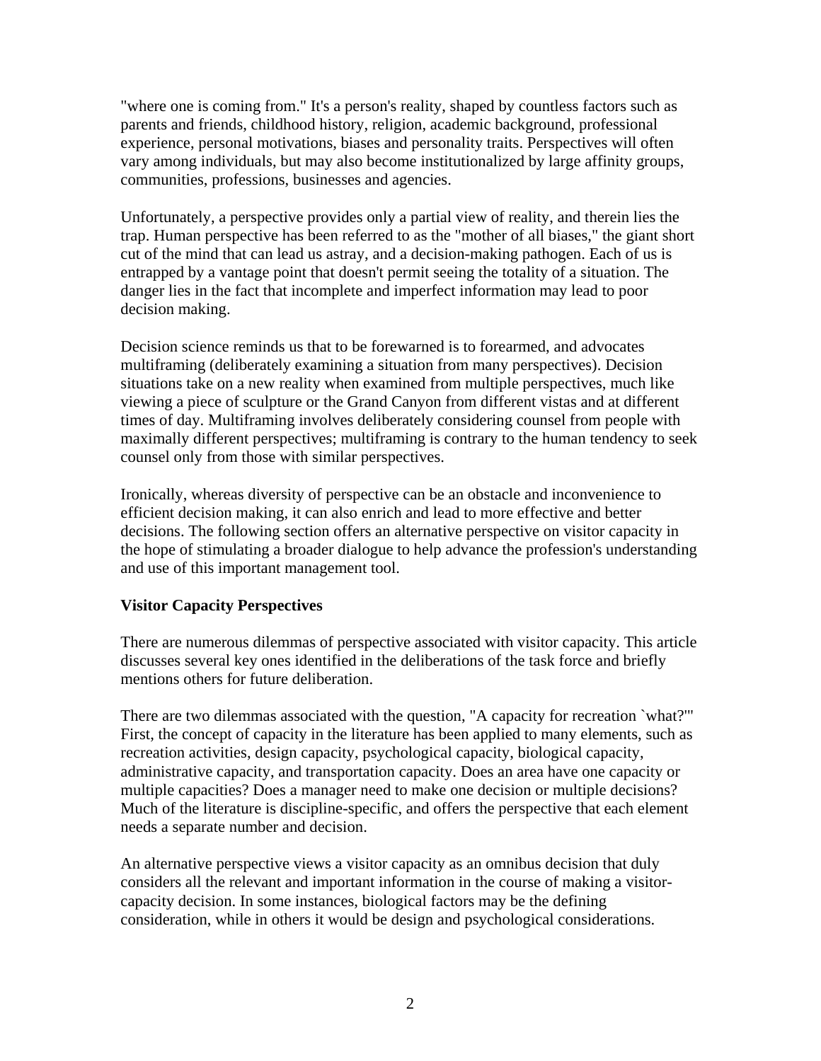"where one is coming from." It's a person's reality, shaped by countless factors such as parents and friends, childhood history, religion, academic background, professional experience, personal motivations, biases and personality traits. Perspectives will often vary among individuals, but may also become institutionalized by large affinity groups, communities, professions, businesses and agencies.

Unfortunately, a perspective provides only a partial view of reality, and therein lies the trap. Human perspective has been referred to as the "mother of all biases," the giant short cut of the mind that can lead us astray, and a decision-making pathogen. Each of us is entrapped by a vantage point that doesn't permit seeing the totality of a situation. The danger lies in the fact that incomplete and imperfect information may lead to poor decision making.

Decision science reminds us that to be forewarned is to forearmed, and advocates multiframing (deliberately examining a situation from many perspectives). Decision situations take on a new reality when examined from multiple perspectives, much like viewing a piece of sculpture or the Grand Canyon from different vistas and at different times of day. Multiframing involves deliberately considering counsel from people with maximally different perspectives; multiframing is contrary to the human tendency to seek counsel only from those with similar perspectives.

Ironically, whereas diversity of perspective can be an obstacle and inconvenience to efficient decision making, it can also enrich and lead to more effective and better decisions. The following section offers an alternative perspective on visitor capacity in the hope of stimulating a broader dialogue to help advance the profession's understanding and use of this important management tool.

**Visitor Capacity Perspectives**

There are numerous dilemmas of perspective associated with visitor capacity. This article discusses several key ones identified in the deliberations of the task force and briefly mentions others for future deliberation.

There are two dilemmas associated with the question, "A capacity for recreation `what?'" First, the concept of capacity in the literature has been applied to many elements, such as recreation activities, design capacity, psychological capacity, biological capacity, administrative capacity, and transportation capacity. Does an area have one capacity or multiple capacities? Does a manager need to make one decision or multiple decisions? Much of the literature is discipline-specific, and offers the perspective that each element needs a separate number and decision.

An alternative perspective views a visitor capacity as an omnibus decision that duly considers all the relevant and important information in the course of making a visitor-capacity decision. In some instances, biological factors may be the defining consideration, while in others it would be design and psychological considerations.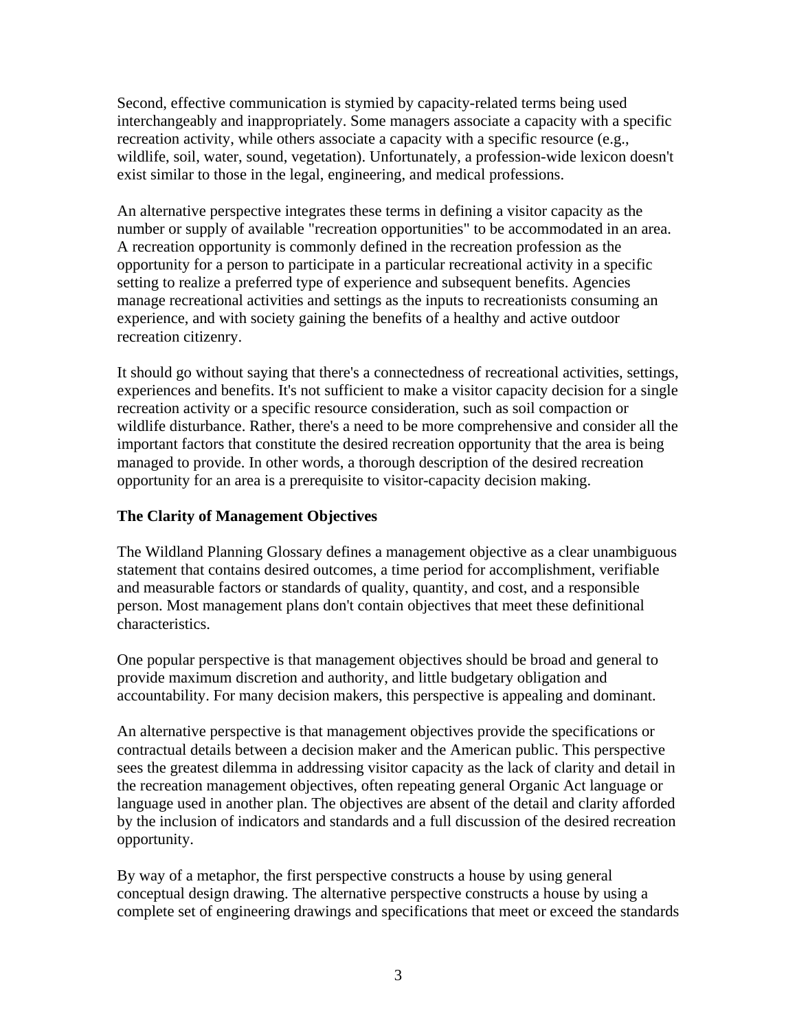Second, effective communication is stymied by capacity-related terms being used interchangeably and inappropriately. Some managers associate a capacity with a specific recreation activity, while others associate a capacity with a specific resource (e.g., wildlife, soil, water, sound, vegetation). Unfortunately, a profession-wide lexicon doesn't exist similar to those in the legal, engineering, and medical professions.

An alternative perspective integrates these terms in defining a visitor capacity as the number or supply of available "recreation opportunities" to be accommodated in an area. A recreation opportunity is commonly defined in the recreation profession as the opportunity for a person to participate in a particular recreational activity in a specific setting to realize a preferred type of experience and subsequent benefits. Agencies manage recreational activities and settings as the inputs to recreationists consuming an experience, and with society gaining the benefits of a healthy and active outdoor recreation citizenry.

It should go without saying that there's a connectedness of recreational activities, settings, experiences and benefits. It's not sufficient to make a visitor capacity decision for a single recreation activity or a specific resource consideration, such as soil compaction or wildlife disturbance. Rather, there's a need to be more comprehensive and consider all the important factors that constitute the desired recreation opportunity that the area is being managed to provide. In other words, a thorough description of the desired recreation opportunity for an area is a prerequisite to visitor-capacity decision making.

**The Clarity of Management Objectives**

The Wildland Planning Glossary defines a management objective as a clear unambiguous statement that contains desired outcomes, a time period for accomplishment, verifiable and measurable factors or standards of quality, quantity, and cost, and a responsible person. Most management plans don't contain objectives that meet these definitional characteristics.

One popular perspective is that management objectives should be broad and general to provide maximum discretion and authority, and little budgetary obligation and accountability. For many decision makers, this perspective is appealing and dominant.

An alternative perspective is that management objectives provide the specifications or contractual details between a decision maker and the American public. This perspective sees the greatest dilemma in addressing visitor capacity as the lack of clarity and detail in the recreation management objectives, often repeating general Organic Act language or language used in another plan. The objectives are absent of the detail and clarity afforded by the inclusion of indicators and standards and a full discussion of the desired recreation opportunity.

By way of a metaphor, the first perspective constructs a house by using general conceptual design drawing. The alternative perspective constructs a house by using a complete set of engineering drawings and specifications that meet or exceed the standards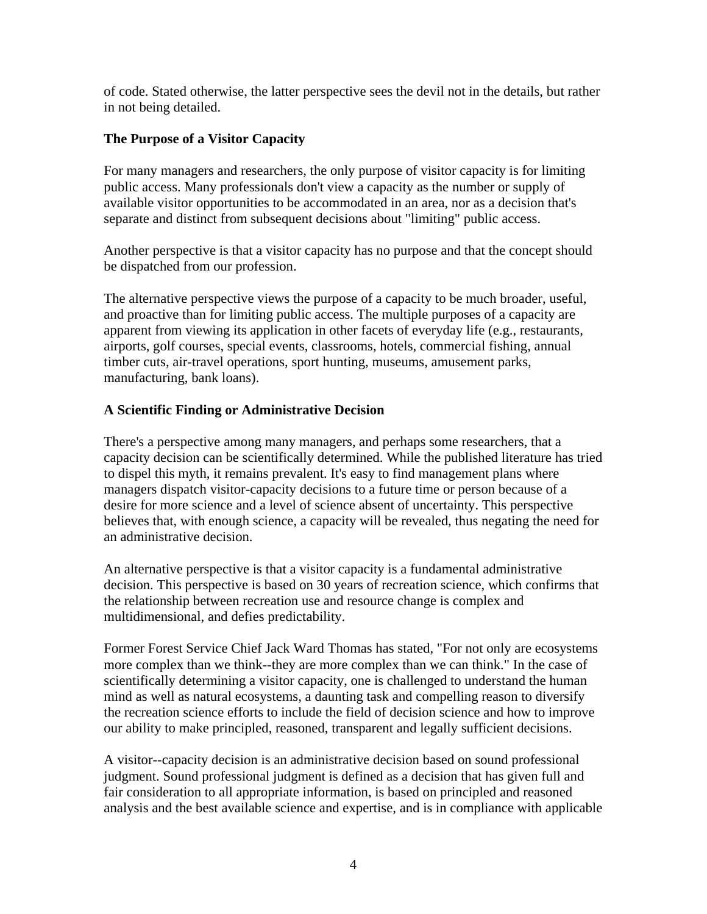of code. Stated otherwise, the latter perspective sees the devil not in the details, but rather in not being detailed.

**The Purpose of a Visitor Capacity**

For many managers and researchers, the only purpose of visitor capacity is for limiting public access. Many professionals don't view a capacity as the number or supply of available visitor opportunities to be accommodated in an area, nor as a decision that's separate and distinct from subsequent decisions about "limiting" public access.

Another perspective is that a visitor capacity has no purpose and that the concept should be dispatched from our profession.

The alternative perspective views the purpose of a capacity to be much broader, useful, and proactive than for limiting public access. The multiple purposes of a capacity are apparent from viewing its application in other facets of everyday life (e.g., restaurants, airports, golf courses, special events, classrooms, hotels, commercial fishing, annual timber cuts, air-travel operations, sport hunting, museums, amusement parks, manufacturing, bank loans).

**A Scientific Finding or Administrative Decision**

There's a perspective among many managers, and perhaps some researchers, that a capacity decision can be scientifically determined. While the published literature has tried to dispel this myth, it remains prevalent. It's easy to find management plans where managers dispatch visitor-capacity decisions to a future time or person because of a desire for more science and a level of science absent of uncertainty. This perspective believes that, with enough science, a capacity will be revealed, thus negating the need for an administrative decision.

An alternative perspective is that a visitor capacity is a fundamental administrative decision. This perspective is based on 30 years of recreation science, which confirms that the relationship between recreation use and resource change is complex and multidimensional, and defies predictability.

Former Forest Service Chief Jack Ward Thomas has stated, "For not only are ecosystems more complex than we think--they are more complex than we can think." In the case of scientifically determining a visitor capacity, one is challenged to understand the human mind as well as natural ecosystems, a daunting task and compelling reason to diversify the recreation science efforts to include the field of decision science and how to improve our ability to make principled, reasoned, transparent and legally sufficient decisions.

A visitor--capacity decision is an administrative decision based on sound professional judgment. Sound professional judgment is defined as a decision that has given full and fair consideration to all appropriate information, is based on principled and reasoned analysis and the best available science and expertise, and is in compliance with applicable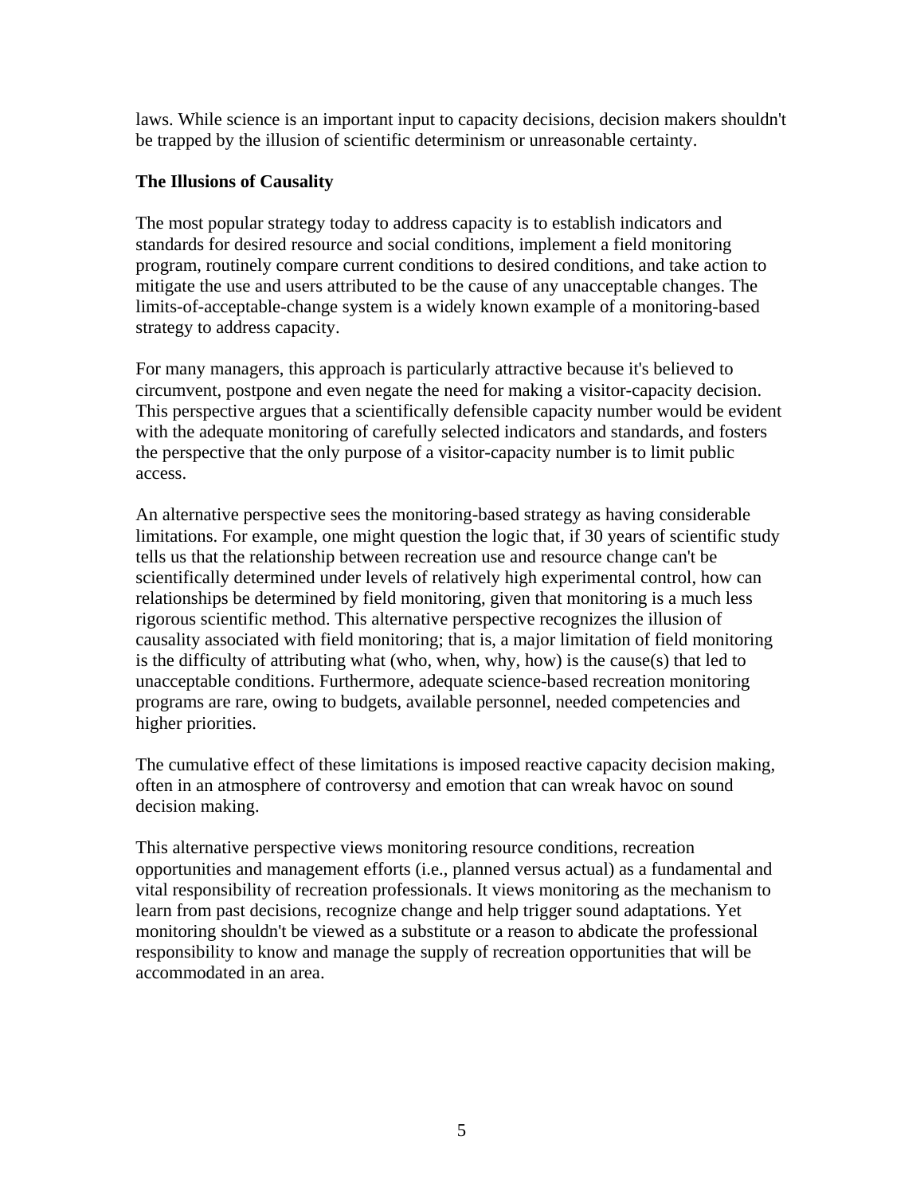laws. While science is an important input to capacity decisions, decision makers shouldn't be trapped by the illusion of scientific determinism or unreasonable certainty.

**The Illusions of Causality**

The most popular strategy today to address capacity is to establish indicators and standards for desired resource and social conditions, implement a field monitoring program, routinely compare current conditions to desired conditions, and take action to mitigate the use and users attributed to be the cause of any unacceptable changes. The limits-of-acceptable-change system is a widely known example of a monitoring-based strategy to address capacity.

For many managers, this approach is particularly attractive because it's believed to circumvent, postpone and even negate the need for making a visitor-capacity decision. This perspective argues that a scientifically defensible capacity number would be evident with the adequate monitoring of carefully selected indicators and standards, and fosters the perspective that the only purpose of a visitor-capacity number is to limit public access.

An alternative perspective sees the monitoring-based strategy as having considerable limitations. For example, one might question the logic that, if 30 years of scientific study tells us that the relationship between recreation use and resource change can't be scientifically determined under levels of relatively high experimental control, how can relationships be determined by field monitoring, given that monitoring is a much less rigorous scientific method. This alternative perspective recognizes the illusion of causality associated with field monitoring; that is, a major limitation of field monitoring is the difficulty of attributing what (who, when, why, how) is the cause(s) that led to unacceptable conditions. Furthermore, adequate science-based recreation monitoring programs are rare, owing to budgets, available personnel, needed competencies and higher priorities.

The cumulative effect of these limitations is imposed reactive capacity decision making, often in an atmosphere of controversy and emotion that can wreak havoc on sound decision making.

This alternative perspective views monitoring resource conditions, recreation opportunities and management efforts (i.e., planned versus actual) as a fundamental and vital responsibility of recreation professionals. It views monitoring as the mechanism to learn from past decisions, recognize change and help trigger sound adaptations. Yet monitoring shouldn't be viewed as a substitute or a reason to abdicate the professional responsibility to know and manage the supply of recreation opportunities that will be accommodated in an area.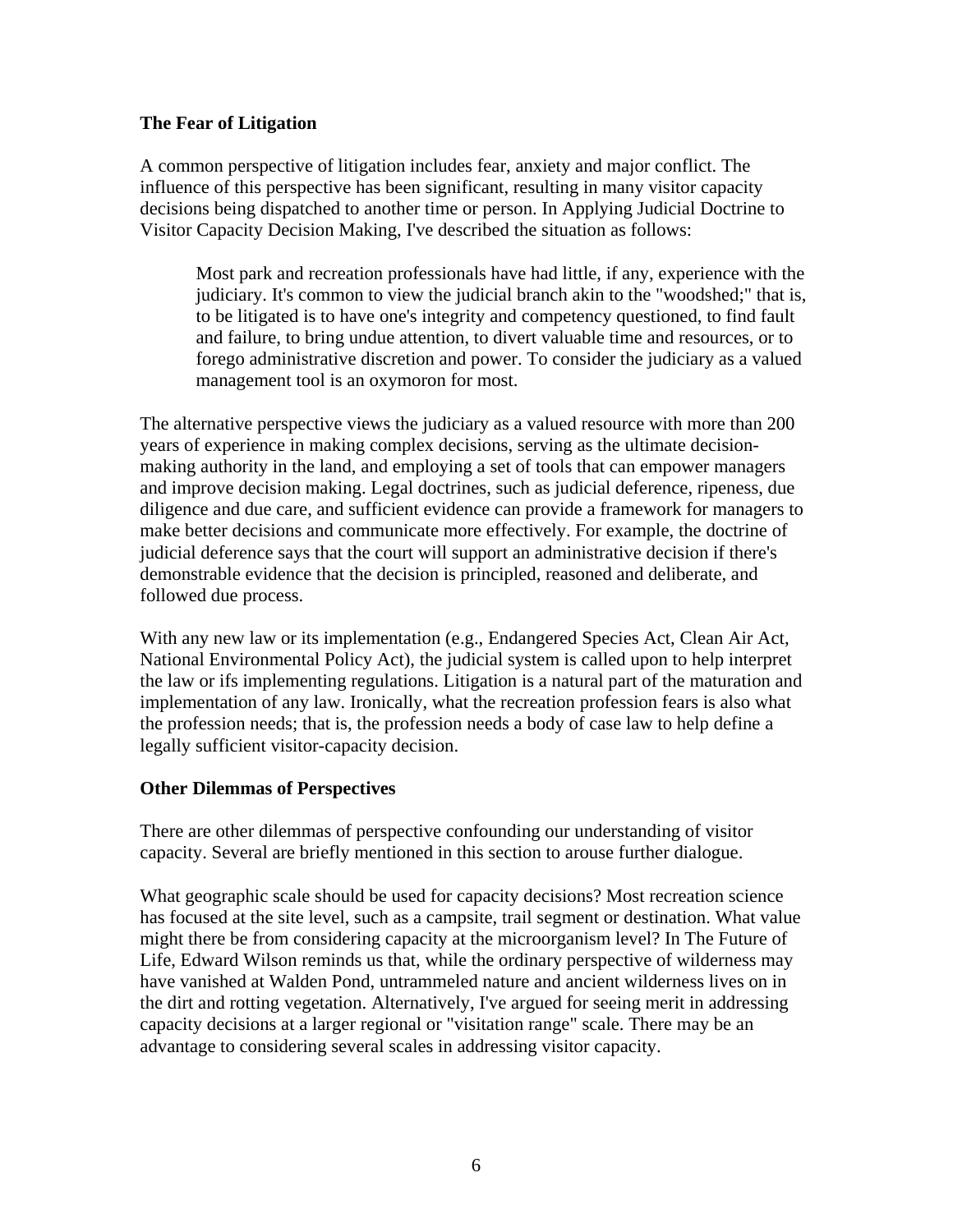**The Fear of Litigation**

A common perspective of litigation includes fear, anxiety and major conflict. The influence of this perspective has been significant, resulting in many visitor capacity decisions being dispatched to another time or person. In Applying Judicial Doctrine to Visitor Capacity Decision Making, I've described the situation as follows:

> Most park and recreation professionals have had little, if any, experience with the judiciary. It's common to view the judicial branch akin to the "woodshed;" that is, to be litigated is to have one's integrity and competency questioned, to find fault and failure, to bring undue attention, to divert valuable time and resources, or to forego administrative discretion and power. To consider the judiciary as a valued management tool is an oxymoron for most.

The alternative perspective views the judiciary as a valued resource with more than 200 years of experience in making complex decisions, serving as the ultimate decision-making authority in the land, and employing a set of tools that can empower managers and improve decision making. Legal doctrines, such as judicial deference, ripeness, due diligence and due care, and sufficient evidence can provide a framework for managers to make better decisions and communicate more effectively. For example, the doctrine of judicial deference says that the court will support an administrative decision if there's demonstrable evidence that the decision is principled, reasoned and deliberate, and followed due process.

With any new law or its implementation (e.g., Endangered Species Act, Clean Air Act, National Environmental Policy Act), the judicial system is called upon to help interpret the law or ifs implementing regulations. Litigation is a natural part of the maturation and implementation of any law. Ironically, what the recreation profession fears is also what the profession needs; that is, the profession needs a body of case law to help define a legally sufficient visitor-capacity decision.

**Other Dilemmas of Perspectives**

There are other dilemmas of perspective confounding our understanding of visitor capacity. Several are briefly mentioned in this section to arouse further dialogue.

What geographic scale should be used for capacity decisions? Most recreation science has focused at the site level, such as a campsite, trail segment or destination. What value might there be from considering capacity at the microorganism level? In The Future of Life, Edward Wilson reminds us that, while the ordinary perspective of wilderness may have vanished at Walden Pond, untrammeled nature and ancient wilderness lives on in the dirt and rotting vegetation. Alternatively, I've argued for seeing merit in addressing capacity decisions at a larger regional or "visitation range" scale. There may be an advantage to considering several scales in addressing visitor capacity.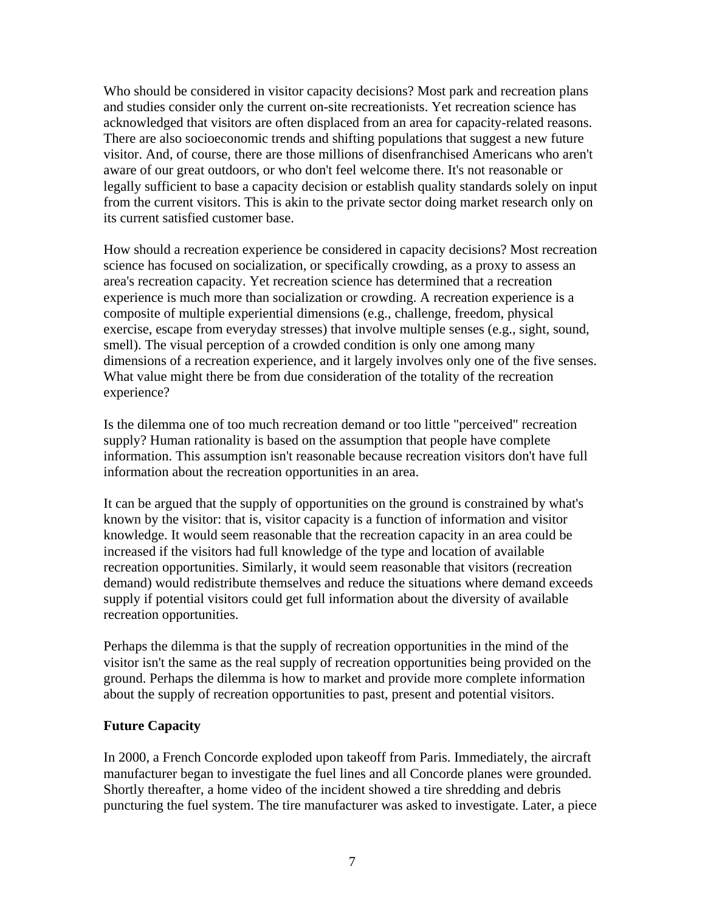Who should be considered in visitor capacity decisions? Most park and recreation plans and studies consider only the current on-site recreationists. Yet recreation science has acknowledged that visitors are often displaced from an area for capacity-related reasons. There are also socioeconomic trends and shifting populations that suggest a new future visitor. And, of course, there are those millions of disenfranchised Americans who aren't aware of our great outdoors, or who don't feel welcome there. It's not reasonable or legally sufficient to base a capacity decision or establish quality standards solely on input from the current visitors. This is akin to the private sector doing market research only on its current satisfied customer base.

How should a recreation experience be considered in capacity decisions? Most recreation science has focused on socialization, or specifically crowding, as a proxy to assess an area's recreation capacity. Yet recreation science has determined that a recreation experience is much more than socialization or crowding. A recreation experience is a composite of multiple experiential dimensions (e.g., challenge, freedom, physical exercise, escape from everyday stresses) that involve multiple senses (e.g., sight, sound, smell). The visual perception of a crowded condition is only one among many dimensions of a recreation experience, and it largely involves only one of the five senses. What value might there be from due consideration of the totality of the recreation experience?

Is the dilemma one of too much recreation demand or too little "perceived" recreation supply? Human rationality is based on the assumption that people have complete information. This assumption isn't reasonable because recreation visitors don't have full information about the recreation opportunities in an area.

It can be argued that the supply of opportunities on the ground is constrained by what's known by the visitor: that is, visitor capacity is a function of information and visitor knowledge. It would seem reasonable that the recreation capacity in an area could be increased if the visitors had full knowledge of the type and location of available recreation opportunities. Similarly, it would seem reasonable that visitors (recreation demand) would redistribute themselves and reduce the situations where demand exceeds supply if potential visitors could get full information about the diversity of available recreation opportunities.

Perhaps the dilemma is that the supply of recreation opportunities in the mind of the visitor isn't the same as the real supply of recreation opportunities being provided on the ground. Perhaps the dilemma is how to market and provide more complete information about the supply of recreation opportunities to past, present and potential visitors.

**Future Capacity**

In 2000, a French Concorde exploded upon takeoff from Paris. Immediately, the aircraft manufacturer began to investigate the fuel lines and all Concorde planes were grounded. Shortly thereafter, a home video of the incident showed a tire shredding and debris puncturing the fuel system. The tire manufacturer was asked to investigate. Later, a piece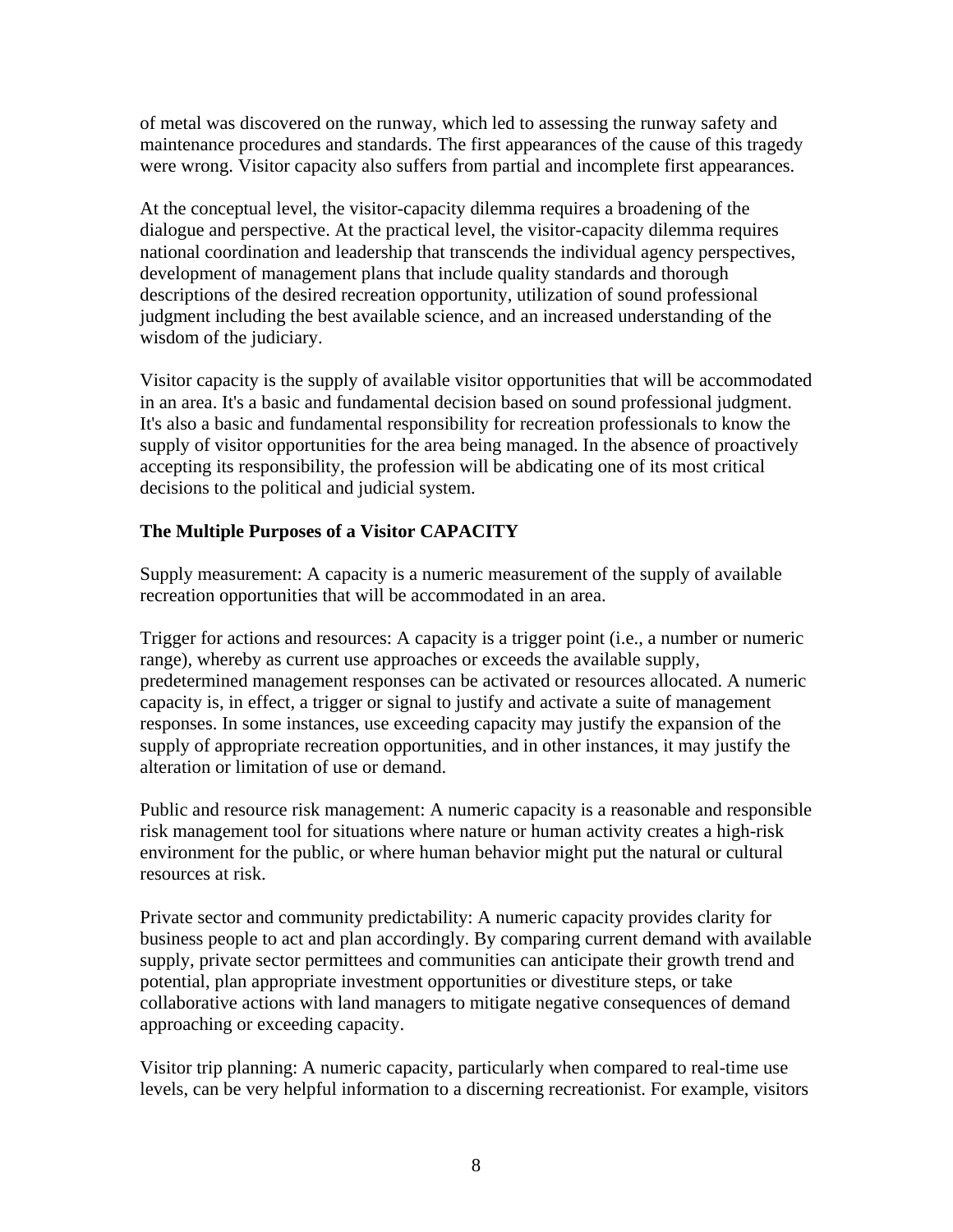of metal was discovered on the runway, which led to assessing the runway safety and maintenance procedures and standards. The first appearances of the cause of this tragedy were wrong. Visitor capacity also suffers from partial and incomplete first appearances.

At the conceptual level, the visitor-capacity dilemma requires a broadening of the dialogue and perspective. At the practical level, the visitor-capacity dilemma requires national coordination and leadership that transcends the individual agency perspectives, development of management plans that include quality standards and thorough descriptions of the desired recreation opportunity, utilization of sound professional judgment including the best available science, and an increased understanding of the wisdom of the judiciary.

Visitor capacity is the supply of available visitor opportunities that will be accommodated in an area. It's a basic and fundamental decision based on sound professional judgment. It's also a basic and fundamental responsibility for recreation professionals to know the supply of visitor opportunities for the area being managed. In the absence of proactively accepting its responsibility, the profession will be abdicating one of its most critical decisions to the political and judicial system.

**The Multiple Purposes of a Visitor CAPACITY**

Supply measurement: A capacity is a numeric measurement of the supply of available recreation opportunities that will be accommodated in an area.

Trigger for actions and resources: A capacity is a trigger point (i.e., a number or numeric range), whereby as current use approaches or exceeds the available supply, predetermined management responses can be activated or resources allocated. A numeric capacity is, in effect, a trigger or signal to justify and activate a suite of management responses. In some instances, use exceeding capacity may justify the expansion of the supply of appropriate recreation opportunities, and in other instances, it may justify the alteration or limitation of use or demand.

Public and resource risk management: A numeric capacity is a reasonable and responsible risk management tool for situations where nature or human activity creates a high-risk environment for the public, or where human behavior might put the natural or cultural resources at risk.

Private sector and community predictability: A numeric capacity provides clarity for business people to act and plan accordingly. By comparing current demand with available supply, private sector permittees and communities can anticipate their growth trend and potential, plan appropriate investment opportunities or divestiture steps, or take collaborative actions with land managers to mitigate negative consequences of demand approaching or exceeding capacity.

Visitor trip planning: A numeric capacity, particularly when compared to real-time use levels, can be very helpful information to a discerning recreationist. For example, visitors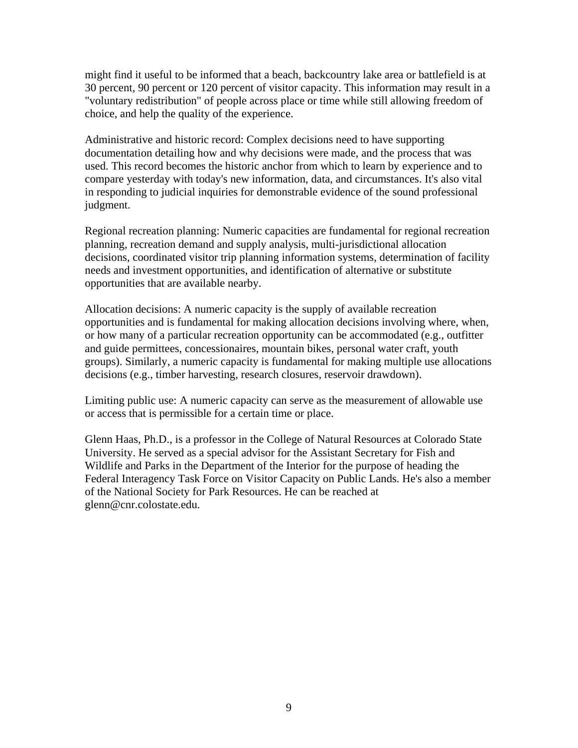might find it useful to be informed that a beach, backcountry lake area or battlefield is at 30 percent, 90 percent or 120 percent of visitor capacity. This information may result in a "voluntary redistribution" of people across place or time while still allowing freedom of choice, and help the quality of the experience.

Administrative and historic record: Complex decisions need to have supporting documentation detailing how and why decisions were made, and the process that was used. This record becomes the historic anchor from which to learn by experience and to compare yesterday with today's new information, data, and circumstances. It's also vital in responding to judicial inquiries for demonstrable evidence of the sound professional judgment.

Regional recreation planning: Numeric capacities are fundamental for regional recreation planning, recreation demand and supply analysis, multi-jurisdictional allocation decisions, coordinated visitor trip planning information systems, determination of facility needs and investment opportunities, and identification of alternative or substitute opportunities that are available nearby.

Allocation decisions: A numeric capacity is the supply of available recreation opportunities and is fundamental for making allocation decisions involving where, when, or how many of a particular recreation opportunity can be accommodated (e.g., outfitter and guide permittees, concessionaires, mountain bikes, personal water craft, youth groups). Similarly, a numeric capacity is fundamental for making multiple use allocations decisions (e.g., timber harvesting, research closures, reservoir drawdown).

Limiting public use: A numeric capacity can serve as the measurement of allowable use or access that is permissible for a certain time or place.

Glenn Haas, Ph.D., is a professor in the College of Natural Resources at Colorado State University. He served as a special advisor for the Assistant Secretary for Fish and Wildlife and Parks in the Department of the Interior for the purpose of heading the Federal Interagency Task Force on Visitor Capacity on Public Lands. He's also a member of the National Society for Park Resources. He can be reached at glenn@cnr.colostate.edu.